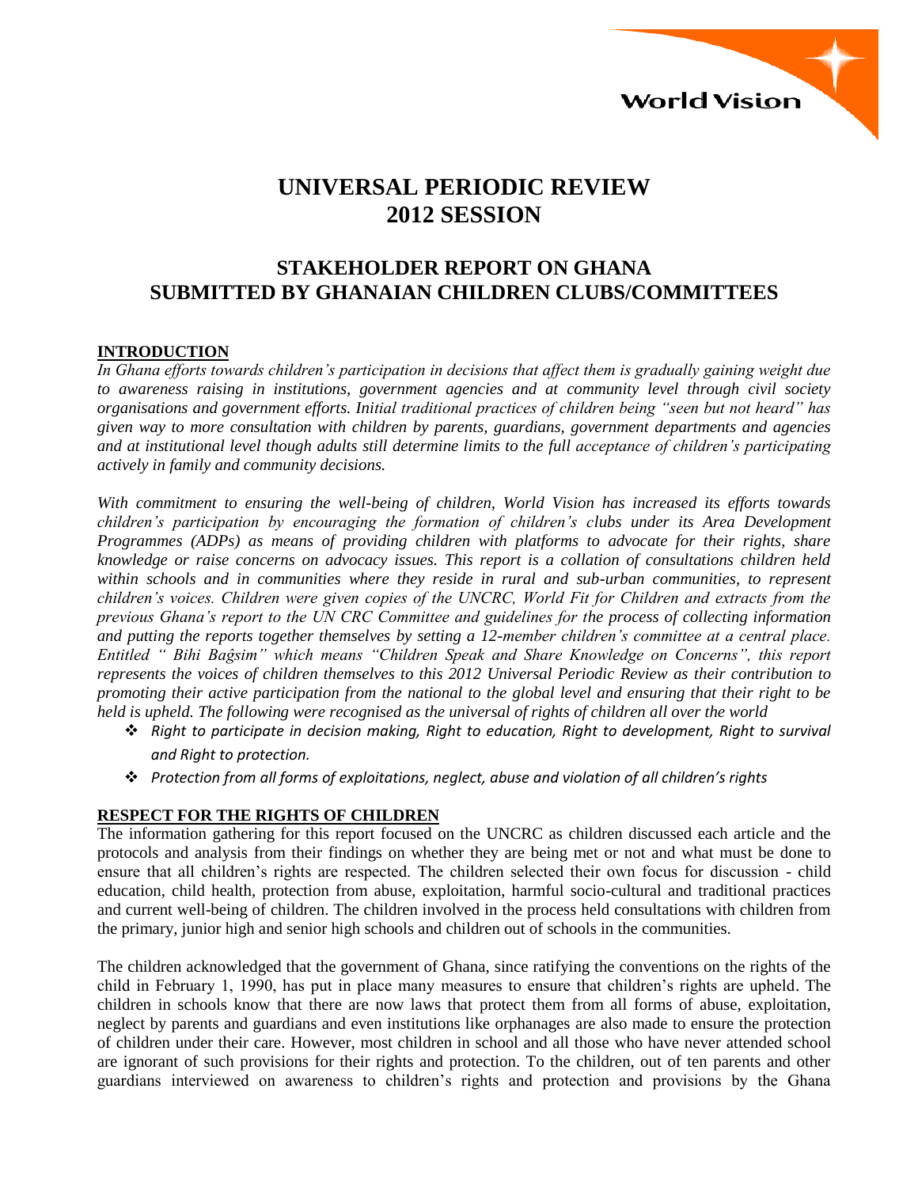World Vision

# UNIVERSAL PERIODIC REVIEW 2012 SESSION

## STAKEHOLDER REPORT ON GHANA SUBMITTED BY GHANAIAN CHILDREN CLUBS/COMMITTEES

### INTRODUCTION

*In Ghana efforts towards children's participation in decisions that affect them is gradually gaining weight due to awareness raising in institutions, government agencies and at community level through civil society organisations and government efforts. Initial traditional practices of children being "seen but not heard" has given way to more consultation with children by parents, guardians, government departments and agencies and at institutional level though adults still determine limits to the full acceptance of children's participating actively in family and community decisions.*

*With commitment to ensuring the well-being of children, World Vision has increased its efforts towards children's participation by encouraging the formation of children's clubs under its Area Development Programmes (ADPs) as means of providing children with platforms to advocate for their rights, share knowledge or raise concerns on advocacy issues. This report is a collation of consultations children held within schools and in communities where they reside in rural and sub-urban communities, to represent children's voices. Children were given copies of the UNCRC, World Fit for Children and extracts from the previous Ghana's report to the UN CRC Committee and guidelines for the process of collecting information and putting the reports together themselves by setting a 12-member children's committee at a central place. Entitled " Bihi Baĝsim" which means "Children Speak and Share Knowledge on Concerns", this report represents the voices of children themselves to this 2012 Universal Periodic Review as their contribution to promoting their active participation from the national to the global level and ensuring that their right to be held is upheld. The following were recognised as the universal of rights of children all over the world*

- *Right to participate in decision making, Right to education, Right to development, Right to survival and Right to protection.*
- *Protection from all forms of exploitations, neglect, abuse and violation of all children's rights*

### RESPECT FOR THE RIGHTS OF CHILDREN

The information gathering for this report focused on the UNCRC as children discussed each article and the protocols and analysis from their findings on whether they are being met or not and what must be done to ensure that all children's rights are respected. The children selected their own focus for discussion - child education, child health, protection from abuse, exploitation, harmful socio-cultural and traditional practices and current well-being of children. The children involved in the process held consultations with children from the primary, junior high and senior high schools and children out of schools in the communities.

The children acknowledged that the government of Ghana, since ratifying the conventions on the rights of the child in February 1, 1990, has put in place many measures to ensure that children's rights are upheld. The children in schools know that there are now laws that protect them from all forms of abuse, exploitation, neglect by parents and guardians and even institutions like orphanages are also made to ensure the protection of children under their care. However, most children in school and all those who have never attended school are ignorant of such provisions for their rights and protection. To the children, out of ten parents and other guardians interviewed on awareness to children's rights and protection and provisions by the Ghana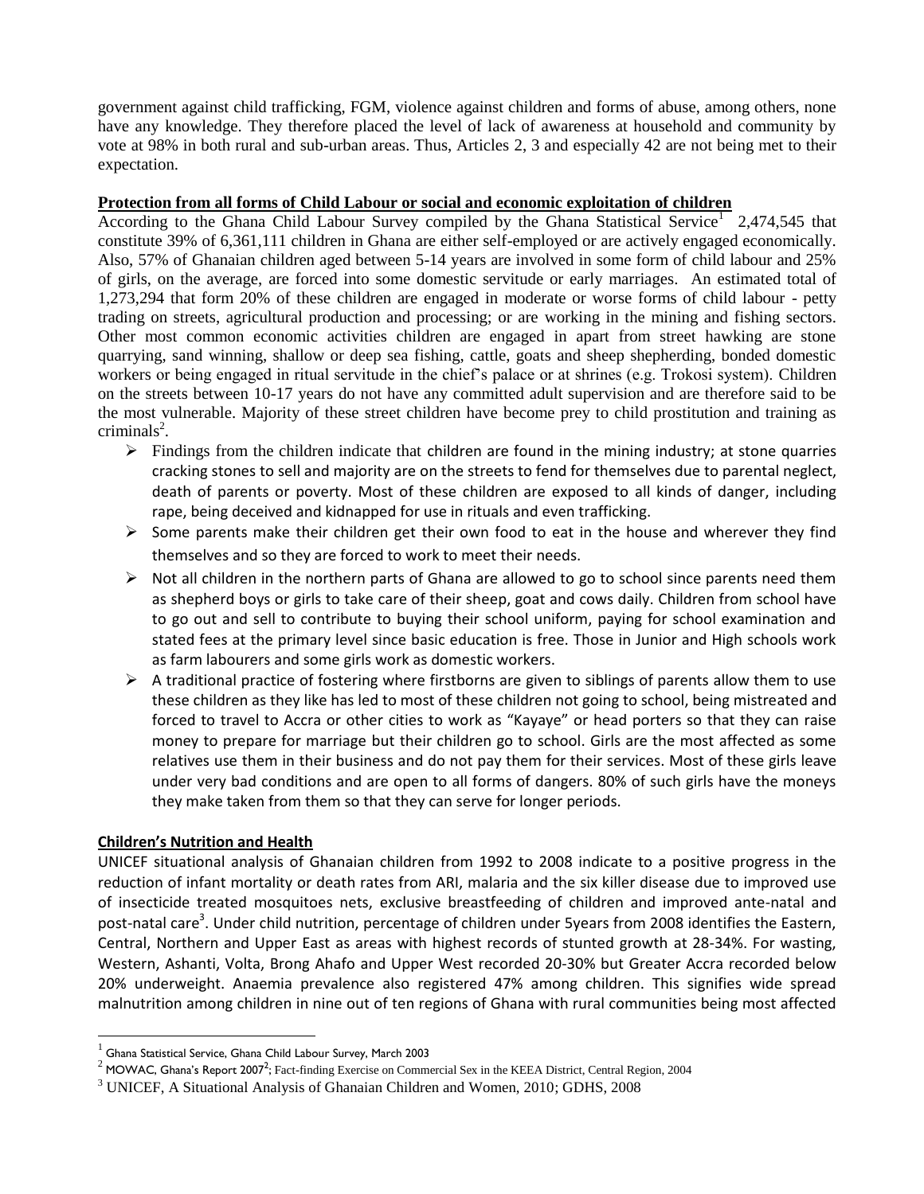government against child trafficking, FGM, violence against children and forms of abuse, among others, none have any knowledge. They therefore placed the level of lack of awareness at household and community by vote at 98% in both rural and sub-urban areas. Thus, Articles 2, 3 and especially 42 are not being met to their expectation.

**Protection from all forms of Child Labour or social and economic exploitation of children**

According to the Ghana Child Labour Survey compiled by the Ghana Statistical Service[1] 2,474,545 that constitute 39% of 6,361,111 children in Ghana are either self-employed or are actively engaged economically. Also, 57% of Ghanaian children aged between 5-14 years are involved in some form of child labour and 25% of girls, on the average, are forced into some domestic servitude or early marriages. An estimated total of 1,273,294 that form 20% of these children are engaged in moderate or worse forms of child labour - petty trading on streets, agricultural production and processing; or are working in the mining and fishing sectors. Other most common economic activities children are engaged in apart from street hawking are stone quarrying, sand winning, shallow or deep sea fishing, cattle, goats and sheep shepherding, bonded domestic workers or being engaged in ritual servitude in the chief's palace or at shrines (e.g. Trokosi system). Children on the streets between 10-17 years do not have any committed adult supervision and are therefore said to be the most vulnerable. Majority of these street children have become prey to child prostitution and training as criminals[2].

- Findings from the children indicate that children are found in the mining industry; at stone quarries cracking stones to sell and majority are on the streets to fend for themselves due to parental neglect, death of parents or poverty. Most of these children are exposed to all kinds of danger, including rape, being deceived and kidnapped for use in rituals and even trafficking.
- Some parents make their children get their own food to eat in the house and wherever they find themselves and so they are forced to work to meet their needs.
- Not all children in the northern parts of Ghana are allowed to go to school since parents need them as shepherd boys or girls to take care of their sheep, goat and cows daily. Children from school have to go out and sell to contribute to buying their school uniform, paying for school examination and stated fees at the primary level since basic education is free. Those in Junior and High schools work as farm labourers and some girls work as domestic workers.
- A traditional practice of fostering where firstborns are given to siblings of parents allow them to use these children as they like has led to most of these children not going to school, being mistreated and forced to travel to Accra or other cities to work as "Kayaye" or head porters so that they can raise money to prepare for marriage but their children go to school. Girls are the most affected as some relatives use them in their business and do not pay them for their services. Most of these girls leave under very bad conditions and are open to all forms of dangers. 80% of such girls have the moneys they make taken from them so that they can serve for longer periods.

**Children's Nutrition and Health**

UNICEF situational analysis of Ghanaian children from 1992 to 2008 indicate to a positive progress in the reduction of infant mortality or death rates from ARI, malaria and the six killer disease due to improved use of insecticide treated mosquitoes nets, exclusive breastfeeding of children and improved ante-natal and post-natal care[3]. Under child nutrition, percentage of children under 5years from 2008 identifies the Eastern, Central, Northern and Upper East as areas with highest records of stunted growth at 28-34%. For wasting, Western, Ashanti, Volta, Brong Ahafo and Upper West recorded 20-30% but Greater Accra recorded below 20% underweight. Anaemia prevalence also registered 47% among children. This signifies wide spread malnutrition among children in nine out of ten regions of Ghana with rural communities being most affected

---

[1] Ghana Statistical Service, Ghana Child Labour Survey, March 2003

[2] MOWAC, Ghana's Report 2007[2]; Fact-finding Exercise on Commercial Sex in the KEEA District, Central Region, 2004

[3] UNICEF, A Situational Analysis of Ghanaian Children and Women, 2010; GDHS, 2008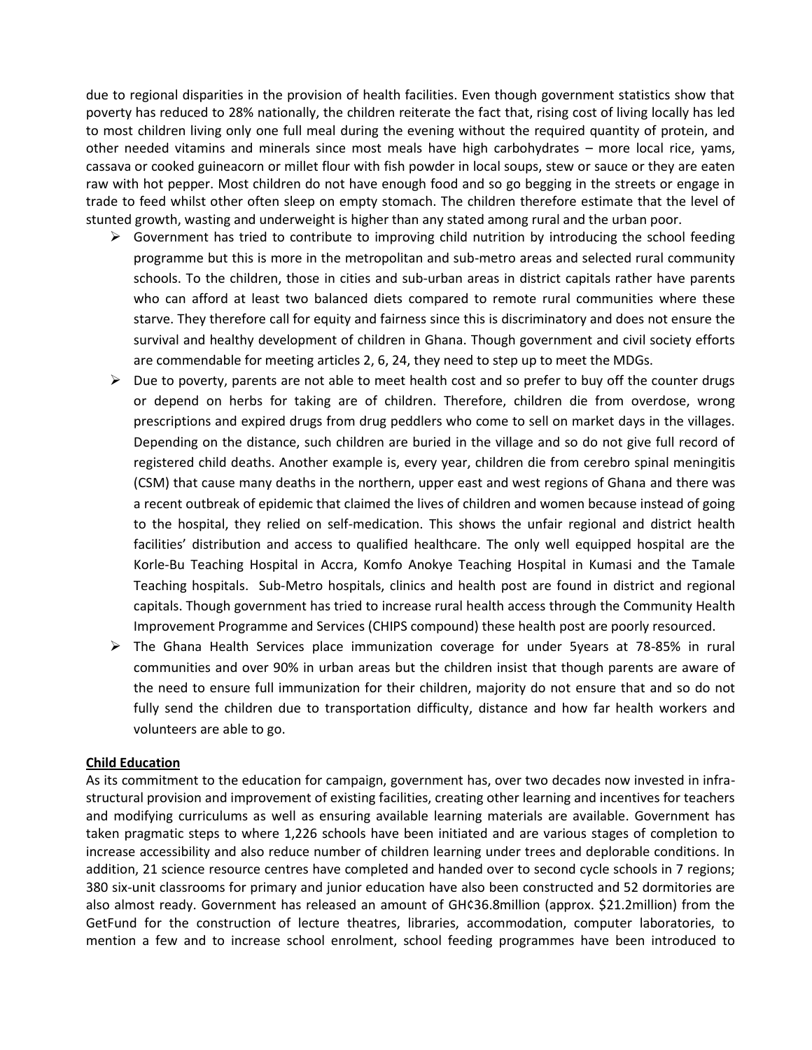due to regional disparities in the provision of health facilities. Even though government statistics show that poverty has reduced to 28% nationally, the children reiterate the fact that, rising cost of living locally has led to most children living only one full meal during the evening without the required quantity of protein, and other needed vitamins and minerals since most meals have high carbohydrates – more local rice, yams, cassava or cooked guineacorn or millet flour with fish powder in local soups, stew or sauce or they are eaten raw with hot pepper. Most children do not have enough food and so go begging in the streets or engage in trade to feed whilst other often sleep on empty stomach. The children therefore estimate that the level of stunted growth, wasting and underweight is higher than any stated among rural and the urban poor.

- Government has tried to contribute to improving child nutrition by introducing the school feeding programme but this is more in the metropolitan and sub-metro areas and selected rural community schools. To the children, those in cities and sub-urban areas in district capitals rather have parents who can afford at least two balanced diets compared to remote rural communities where these starve. They therefore call for equity and fairness since this is discriminatory and does not ensure the survival and healthy development of children in Ghana. Though government and civil society efforts are commendable for meeting articles 2, 6, 24, they need to step up to meet the MDGs.
- Due to poverty, parents are not able to meet health cost and so prefer to buy off the counter drugs or depend on herbs for taking are of children. Therefore, children die from overdose, wrong prescriptions and expired drugs from drug peddlers who come to sell on market days in the villages. Depending on the distance, such children are buried in the village and so do not give full record of registered child deaths. Another example is, every year, children die from cerebro spinal meningitis (CSM) that cause many deaths in the northern, upper east and west regions of Ghana and there was a recent outbreak of epidemic that claimed the lives of children and women because instead of going to the hospital, they relied on self-medication. This shows the unfair regional and district health facilities' distribution and access to qualified healthcare. The only well equipped hospital are the Korle-Bu Teaching Hospital in Accra, Komfo Anokye Teaching Hospital in Kumasi and the Tamale Teaching hospitals. Sub-Metro hospitals, clinics and health post are found in district and regional capitals. Though government has tried to increase rural health access through the Community Health Improvement Programme and Services (CHIPS compound) these health post are poorly resourced.
- The Ghana Health Services place immunization coverage for under 5years at 78-85% in rural communities and over 90% in urban areas but the children insist that though parents are aware of the need to ensure full immunization for their children, majority do not ensure that and so do not fully send the children due to transportation difficulty, distance and how far health workers and volunteers are able to go.

**Child Education**

As its commitment to the education for campaign, government has, over two decades now invested in infra-structural provision and improvement of existing facilities, creating other learning and incentives for teachers and modifying curriculums as well as ensuring available learning materials are available. Government has taken pragmatic steps to where 1,226 schools have been initiated and are various stages of completion to increase accessibility and also reduce number of children learning under trees and deplorable conditions. In addition, 21 science resource centres have completed and handed over to second cycle schools in 7 regions; 380 six-unit classrooms for primary and junior education have also been constructed and 52 dormitories are also almost ready. Government has released an amount of GH¢36.8million (approx. $21.2million) from the GetFund for the construction of lecture theatres, libraries, accommodation, computer laboratories, to mention a few and to increase school enrolment, school feeding programmes have been introduced to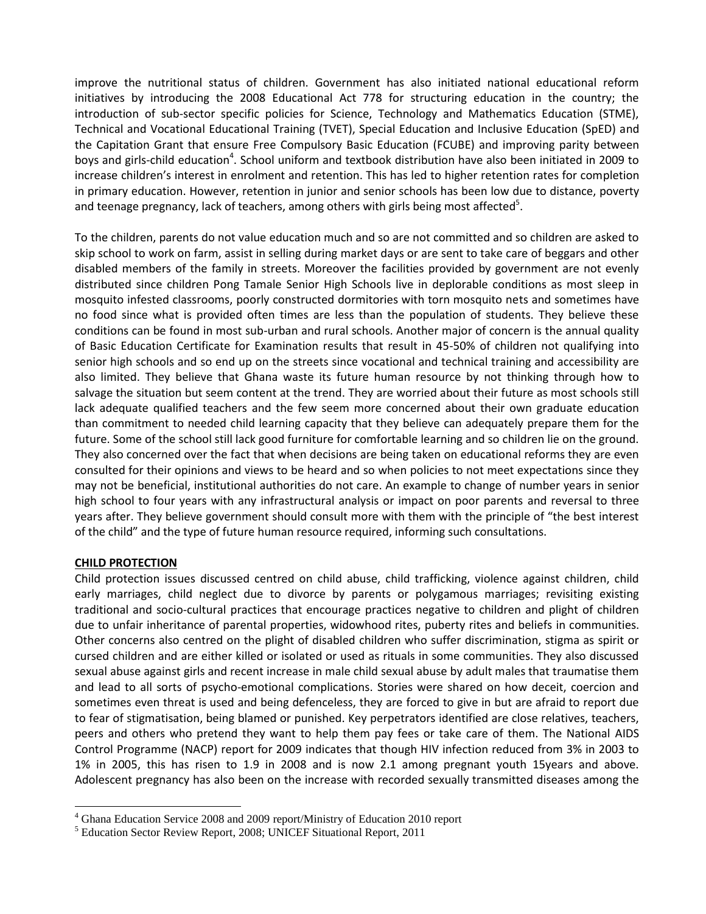improve the nutritional status of children. Government has also initiated national educational reform initiatives by introducing the 2008 Educational Act 778 for structuring education in the country; the introduction of sub-sector specific policies for Science, Technology and Mathematics Education (STME), Technical and Vocational Educational Training (TVET), Special Education and Inclusive Education (SpED) and the Capitation Grant that ensure Free Compulsory Basic Education (FCUBE) and improving parity between boys and girls-child education[4]. School uniform and textbook distribution have also been initiated in 2009 to increase children's interest in enrolment and retention. This has led to higher retention rates for completion in primary education. However, retention in junior and senior schools has been low due to distance, poverty and teenage pregnancy, lack of teachers, among others with girls being most affected[5].

To the children, parents do not value education much and so are not committed and so children are asked to skip school to work on farm, assist in selling during market days or are sent to take care of beggars and other disabled members of the family in streets. Moreover the facilities provided by government are not evenly distributed since children Pong Tamale Senior High Schools live in deplorable conditions as most sleep in mosquito infested classrooms, poorly constructed dormitories with torn mosquito nets and sometimes have no food since what is provided often times are less than the population of students. They believe these conditions can be found in most sub-urban and rural schools. Another major of concern is the annual quality of Basic Education Certificate for Examination results that result in 45-50% of children not qualifying into senior high schools and so end up on the streets since vocational and technical training and accessibility are also limited. They believe that Ghana waste its future human resource by not thinking through how to salvage the situation but seem content at the trend. They are worried about their future as most schools still lack adequate qualified teachers and the few seem more concerned about their own graduate education than commitment to needed child learning capacity that they believe can adequately prepare them for the future. Some of the school still lack good furniture for comfortable learning and so children lie on the ground. They also concerned over the fact that when decisions are being taken on educational reforms they are even consulted for their opinions and views to be heard and so when policies to not meet expectations since they may not be beneficial, institutional authorities do not care. An example to change of number years in senior high school to four years with any infrastructural analysis or impact on poor parents and reversal to three years after. They believe government should consult more with them with the principle of "the best interest of the child" and the type of future human resource required, informing such consultations.

**CHILD PROTECTION**

Child protection issues discussed centred on child abuse, child trafficking, violence against children, child early marriages, child neglect due to divorce by parents or polygamous marriages; revisiting existing traditional and socio-cultural practices that encourage practices negative to children and plight of children due to unfair inheritance of parental properties, widowhood rites, puberty rites and beliefs in communities. Other concerns also centred on the plight of disabled children who suffer discrimination, stigma as spirit or cursed children and are either killed or isolated or used as rituals in some communities. They also discussed sexual abuse against girls and recent increase in male child sexual abuse by adult males that traumatise them and lead to all sorts of psycho-emotional complications. Stories were shared on how deceit, coercion and sometimes even threat is used and being defenceless, they are forced to give in but are afraid to report due to fear of stigmatisation, being blamed or punished. Key perpetrators identified are close relatives, teachers, peers and others who pretend they want to help them pay fees or take care of them. The National AIDS Control Programme (NACP) report for 2009 indicates that though HIV infection reduced from 3% in 2003 to 1% in 2005, this has risen to 1.9 in 2008 and is now 2.1 among pregnant youth 15years and above. Adolescent pregnancy has also been on the increase with recorded sexually transmitted diseases among the

---

[4] Ghana Education Service 2008 and 2009 report/Ministry of Education 2010 report

[5] Education Sector Review Report, 2008; UNICEF Situational Report, 2011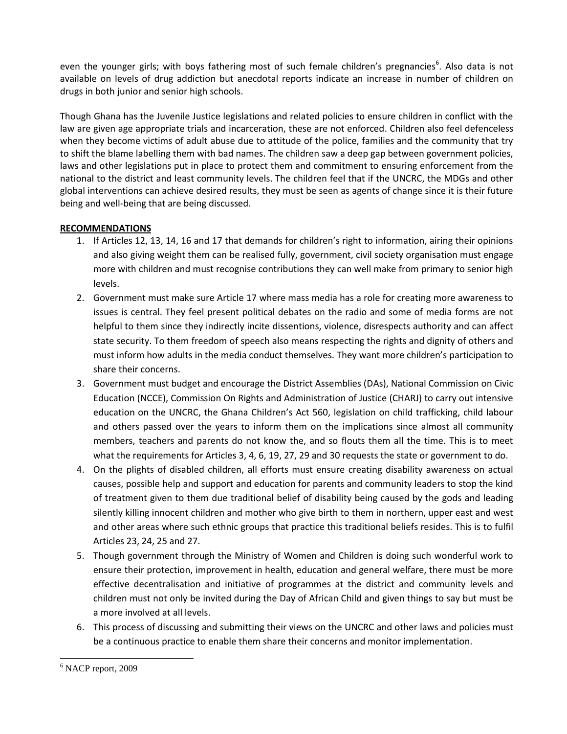even the younger girls; with boys fathering most of such female children's pregnancies[6]. Also data is not available on levels of drug addiction but anecdotal reports indicate an increase in number of children on drugs in both junior and senior high schools.

Though Ghana has the Juvenile Justice legislations and related policies to ensure children in conflict with the law are given age appropriate trials and incarceration, these are not enforced. Children also feel defenceless when they become victims of adult abuse due to attitude of the police, families and the community that try to shift the blame labelling them with bad names. The children saw a deep gap between government policies, laws and other legislations put in place to protect them and commitment to ensuring enforcement from the national to the district and least community levels. The children feel that if the UNCRC, the MDGs and other global interventions can achieve desired results, they must be seen as agents of change since it is their future being and well-being that are being discussed.

**RECOMMENDATIONS**

1. If Articles 12, 13, 14, 16 and 17 that demands for children's right to information, airing their opinions and also giving weight them can be realised fully, government, civil society organisation must engage more with children and must recognise contributions they can well make from primary to senior high levels.
2. Government must make sure Article 17 where mass media has a role for creating more awareness to issues is central. They feel present political debates on the radio and some of media forms are not helpful to them since they indirectly incite dissentions, violence, disrespects authority and can affect state security. To them freedom of speech also means respecting the rights and dignity of others and must inform how adults in the media conduct themselves. They want more children's participation to share their concerns.
3. Government must budget and encourage the District Assemblies (DAs), National Commission on Civic Education (NCCE), Commission On Rights and Administration of Justice (CHARJ) to carry out intensive education on the UNCRC, the Ghana Children's Act 560, legislation on child trafficking, child labour and others passed over the years to inform them on the implications since almost all community members, teachers and parents do not know the, and so flouts them all the time. This is to meet what the requirements for Articles 3, 4, 6, 19, 27, 29 and 30 requests the state or government to do.
4. On the plights of disabled children, all efforts must ensure creating disability awareness on actual causes, possible help and support and education for parents and community leaders to stop the kind of treatment given to them due traditional belief of disability being caused by the gods and leading silently killing innocent children and mother who give birth to them in northern, upper east and west and other areas where such ethnic groups that practice this traditional beliefs resides. This is to fulfil Articles 23, 24, 25 and 27.
5. Though government through the Ministry of Women and Children is doing such wonderful work to ensure their protection, improvement in health, education and general welfare, there must be more effective decentralisation and initiative of programmes at the district and community levels and children must not only be invited during the Day of African Child and given things to say but must be a more involved at all levels.
6. This process of discussing and submitting their views on the UNCRC and other laws and policies must be a continuous practice to enable them share their concerns and monitor implementation.

[6] NACP report, 2009